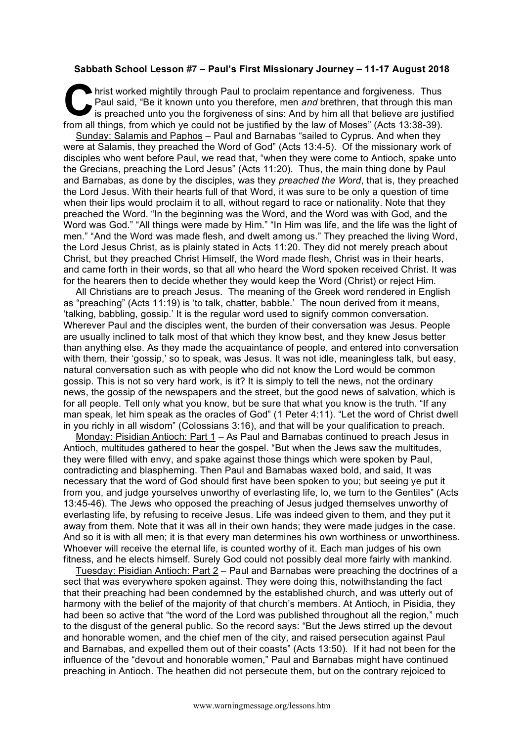**Sabbath School Lesson #7 – Paul's First Missionary Journey – 11-17 August 2018**

Christ worked mightily through Paul to proclaim repentance and forgiveness. Thus Paul said, "Be it known unto you therefore, men *and* brethren, that through this man is preached unto you the forgiveness of sins: And by him all that believe are justified from all things, from which ye could not be justified by the law of Moses" (Acts 13:38-39).

Sunday: Salamis and Paphos – Paul and Barnabas "sailed to Cyprus. And when they were at Salamis, they preached the Word of God" (Acts 13:4-5). Of the missionary work of disciples who went before Paul, we read that, "when they were come to Antioch, spake unto the Grecians, preaching the Lord Jesus" (Acts 11:20). Thus, the main thing done by Paul and Barnabas, as done by the disciples, was they *preached the Word*, that is, they preached the Lord Jesus. With their hearts full of that Word, it was sure to be only a question of time when their lips would proclaim it to all, without regard to race or nationality. Note that they preached the Word. "In the beginning was the Word, and the Word was with God, and the Word was God." "All things were made by Him." "In Him was life, and the life was the light of men." "And the Word was made flesh, and dwelt among us." They preached the living Word, the Lord Jesus Christ, as is plainly stated in Acts 11:20. They did not merely preach about Christ, but they preached Christ Himself, the Word made flesh, Christ was in their hearts, and came forth in their words, so that all who heard the Word spoken received Christ. It was for the hearers then to decide whether they would keep the Word (Christ) or reject Him.

All Christians are to preach Jesus. The meaning of the Greek word rendered in English as "preaching" (Acts 11:19) is 'to talk, chatter, babble.' The noun derived from it means, 'talking, babbling, gossip.' It is the regular word used to signify common conversation. Wherever Paul and the disciples went, the burden of their conversation was Jesus. People are usually inclined to talk most of that which they know best, and they knew Jesus better than anything else. As they made the acquaintance of people, and entered into conversation with them, their 'gossip,' so to speak, was Jesus. It was not idle, meaningless talk, but easy, natural conversation such as with people who did not know the Lord would be common gossip. This is not so very hard work, is it? It is simply to tell the news, not the ordinary news, the gossip of the newspapers and the street, but the good news of salvation, which is for all people. Tell only what you know, but be sure that what you know is the truth. "If any man speak, let him speak as the oracles of God" (1 Peter 4:11). "Let the word of Christ dwell in you richly in all wisdom" (Colossians 3:16), and that will be your qualification to preach.

Monday: Pisidian Antioch: Part 1 – As Paul and Barnabas continued to preach Jesus in Antioch, multitudes gathered to hear the gospel. "But when the Jews saw the multitudes, they were filled with envy, and spake against those things which were spoken by Paul, contradicting and blaspheming. Then Paul and Barnabas waxed bold, and said, It was necessary that the word of God should first have been spoken to you; but seeing ye put it from you, and judge yourselves unworthy of everlasting life, lo, we turn to the Gentiles" (Acts 13:45-46). The Jews who opposed the preaching of Jesus judged themselves unworthy of everlasting life, by refusing to receive Jesus. Life was indeed given to them, and they put it away from them. Note that it was all in their own hands; they were made judges in the case. And so it is with all men; it is that every man determines his own worthiness or unworthiness. Whoever will receive the eternal life, is counted worthy of it. Each man judges of his own fitness, and he elects himself. Surely God could not possibly deal more fairly with mankind.

Tuesday: Pisidian Antioch: Part 2 – Paul and Barnabas were preaching the doctrines of a sect that was everywhere spoken against. They were doing this, notwithstanding the fact that their preaching had been condemned by the established church, and was utterly out of harmony with the belief of the majority of that church's members. At Antioch, in Pisidia, they had been so active that "the word of the Lord was published throughout all the region," much to the disgust of the general public. So the record says: "But the Jews stirred up the devout and honorable women, and the chief men of the city, and raised persecution against Paul and Barnabas, and expelled them out of their coasts" (Acts 13:50). If it had not been for the influence of the "devout and honorable women," Paul and Barnabas might have continued preaching in Antioch. The heathen did not persecute them, but on the contrary rejoiced to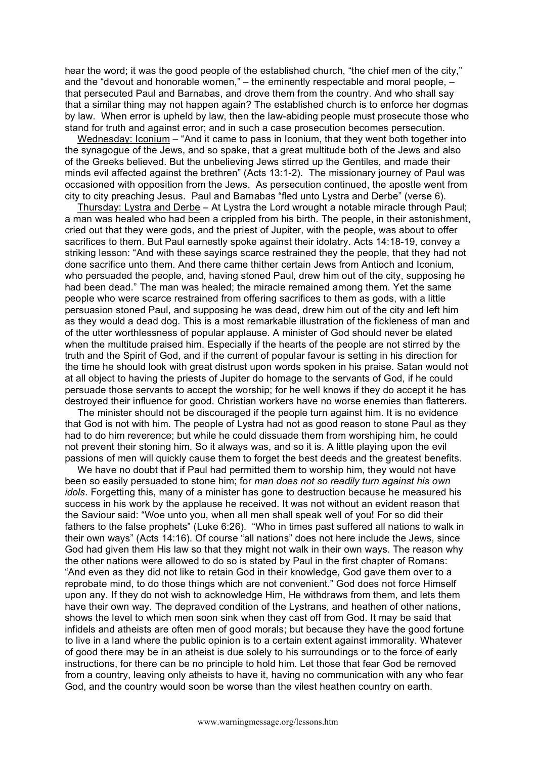hear the word; it was the good people of the established church, "the chief men of the city," and the "devout and honorable women," – the eminently respectable and moral people, – that persecuted Paul and Barnabas, and drove them from the country. And who shall say that a similar thing may not happen again? The established church is to enforce her dogmas by law. When error is upheld by law, then the law-abiding people must prosecute those who stand for truth and against error; and in such a case prosecution becomes persecution.

Wednesday: Iconium – "And it came to pass in Iconium, that they went both together into the synagogue of the Jews, and so spake, that a great multitude both of the Jews and also of the Greeks believed. But the unbelieving Jews stirred up the Gentiles, and made their minds evil affected against the brethren" (Acts 13:1-2). The missionary journey of Paul was occasioned with opposition from the Jews. As persecution continued, the apostle went from city to city preaching Jesus. Paul and Barnabas "fled unto Lystra and Derbe" (verse 6).

Thursday: Lystra and Derbe – At Lystra the Lord wrought a notable miracle through Paul; a man was healed who had been a crippled from his birth. The people, in their astonishment, cried out that they were gods, and the priest of Jupiter, with the people, was about to offer sacrifices to them. But Paul earnestly spoke against their idolatry. Acts 14:18-19, convey a striking lesson: "And with these sayings scarce restrained they the people, that they had not done sacrifice unto them. And there came thither certain Jews from Antioch and Iconium, who persuaded the people, and, having stoned Paul, drew him out of the city, supposing he had been dead." The man was healed; the miracle remained among them. Yet the same people who were scarce restrained from offering sacrifices to them as gods, with a little persuasion stoned Paul, and supposing he was dead, drew him out of the city and left him as they would a dead dog. This is a most remarkable illustration of the fickleness of man and of the utter worthlessness of popular applause. A minister of God should never be elated when the multitude praised him. Especially if the hearts of the people are not stirred by the truth and the Spirit of God, and if the current of popular favour is setting in his direction for the time he should look with great distrust upon words spoken in his praise. Satan would not at all object to having the priests of Jupiter do homage to the servants of God, if he could persuade those servants to accept the worship; for he well knows if they do accept it he has destroyed their influence for good. Christian workers have no worse enemies than flatterers.

The minister should not be discouraged if the people turn against him. It is no evidence that God is not with him. The people of Lystra had not as good reason to stone Paul as they had to do him reverence; but while he could dissuade them from worshiping him, he could not prevent their stoning him. So it always was, and so it is. A little playing upon the evil passions of men will quickly cause them to forget the best deeds and the greatest benefits.

We have no doubt that if Paul had permitted them to worship him, they would not have been so easily persuaded to stone him; for *man does not so readily turn against his own idols*. Forgetting this, many of a minister has gone to destruction because he measured his success in his work by the applause he received. It was not without an evident reason that the Saviour said: "Woe unto you, when all men shall speak well of you! For so did their fathers to the false prophets" (Luke 6:26). "Who in times past suffered all nations to walk in their own ways" (Acts 14:16). Of course "all nations" does not here include the Jews, since God had given them His law so that they might not walk in their own ways. The reason why the other nations were allowed to do so is stated by Paul in the first chapter of Romans: "And even as they did not like to retain God in their knowledge, God gave them over to a reprobate mind, to do those things which are not convenient." God does not force Himself upon any. If they do not wish to acknowledge Him, He withdraws from them, and lets them have their own way. The depraved condition of the Lystrans, and heathen of other nations, shows the level to which men soon sink when they cast off from God. It may be said that infidels and atheists are often men of good morals; but because they have the good fortune to live in a land where the public opinion is to a certain extent against immorality. Whatever of good there may be in an atheist is due solely to his surroundings or to the force of early instructions, for there can be no principle to hold him. Let those that fear God be removed from a country, leaving only atheists to have it, having no communication with any who fear God, and the country would soon be worse than the vilest heathen country on earth.

www.warningmessage.org/lessons.htm